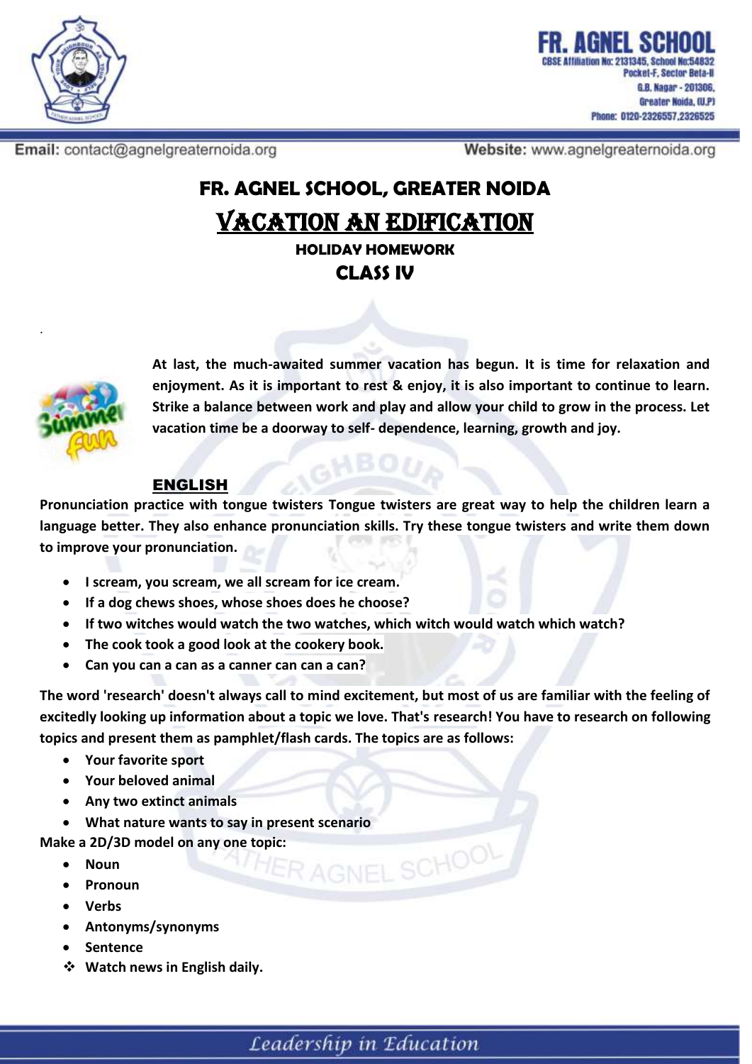# FR. AGNEL SCHOOL, GREATER NOIDA

## VACATION AN EDIFICATION

### HOLIDAY HOMEWORK

### CLASS IV

**At last, the much-awaited summer vacation has begun. It is time for relaxation and enjoyment. As it is important to rest & enjoy, it is also important to continue to learn. Strike a balance between work and play and allow your child to grow in the process. Let vacation time be a doorway to self- dependence, learning, growth and joy.**

### ENGLISH

**Pronunciation practice with tongue twisters Tongue twisters are great way to help the children learn a language better. They also enhance pronunciation skills. Try these tongue twisters and write them down to improve your pronunciation.**

- **I scream, you scream, we all scream for ice cream.**
- **If a dog chews shoes, whose shoes does he choose?**
- **If two witches would watch the two watches, which witch would watch which watch?**
- **The cook took a good look at the cookery book.**
- **Can you can a can as a canner can can a can?**

**The word 'research' doesn't always call to mind excitement, but most of us are familiar with the feeling of excitedly looking up information about a topic we love. That's research! You have to research on following topics and present them as pamphlet/flash cards. The topics are as follows:**

- **Your favorite sport**
- **Your beloved animal**
- **Any two extinct animals**
- **What nature wants to say in present scenario**

**Make a 2D/3D model on any one topic:**

- **Noun**
- **Pronoun**
- **Verbs**
- **Antonyms/synonyms**
- **Sentence**

- **Watch news in English daily.**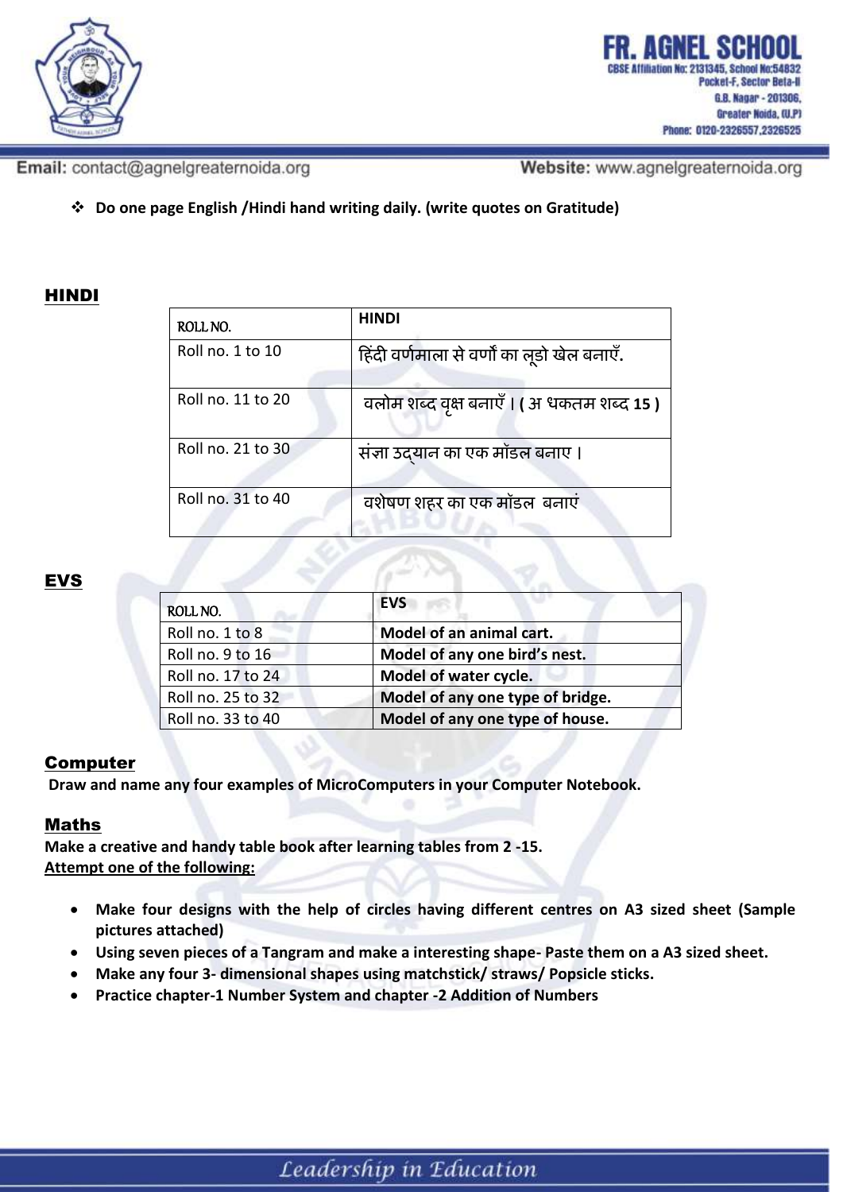- Do one page English /Hindi hand writing daily. (write quotes on Gratitude)

## HINDI

| ROLL NO. | HINDI |
|---|---|
| Roll no. 1 to 10 | हिंदी वर्णमाला से वर्णों का लूडो खेल बनाएँ. |
| Roll no. 11 to 20 | वलोम शब्द वृक्ष बनाएँ I ( अ धकतम शब्द 15 ) |
| Roll no. 21 to 30 | संज्ञा उद्यान का एक मॉडल बनाए I |
| Roll no. 31 to 40 | वशेषण शहर का एक मॉडल बनाएं |

## EVS

| ROLL NO. | EVS |
|---|---|
| Roll no. 1 to 8 | **Model of an animal cart.** |
| Roll no. 9 to 16 | **Model of any one bird's nest.** |
| Roll no. 17 to 24 | **Model of water cycle.** |
| Roll no. 25 to 32 | **Model of any one type of bridge.** |
| Roll no. 33 to 40 | **Model of any one type of house.** |

## Computer

**Draw and name any four examples of MicroComputers in your Computer Notebook.**

## Maths

**Make a creative and handy table book after learning tables from 2 -15.**

**Attempt one of the following:**

- **Make four designs with the help of circles having different centres on A3 sized sheet (Sample pictures attached)**
- **Using seven pieces of a Tangram and make a interesting shape- Paste them on a A3 sized sheet.**
- **Make any four 3- dimensional shapes using matchstick/ straws/ Popsicle sticks.**
- **Practice chapter-1 Number System and chapter -2 Addition of Numbers**